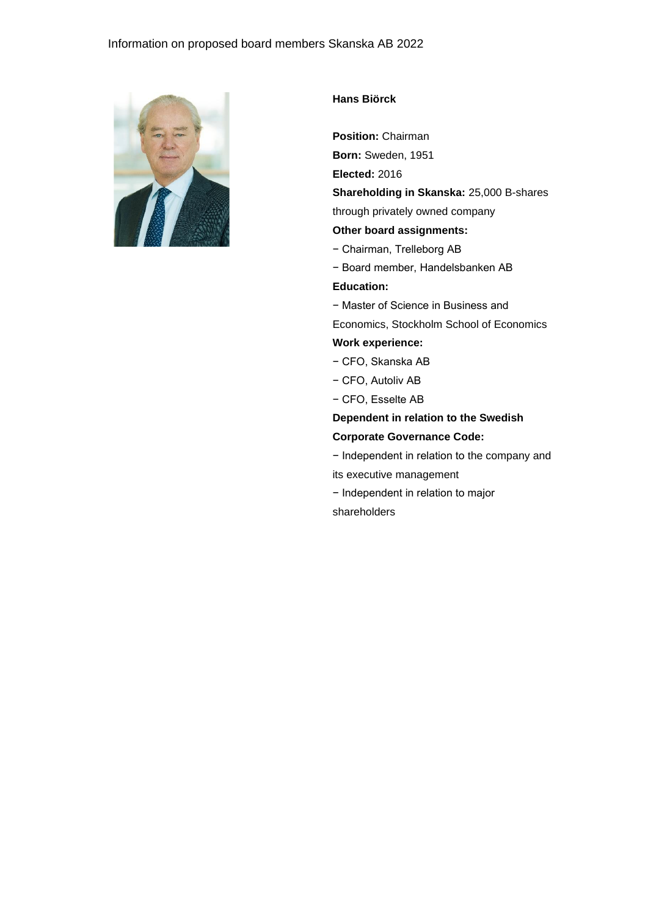Information on proposed board members Skanska AB 2022

**Hans Biörck**

**Position:** Chairman

**Born:** Sweden, 1951

**Elected:** 2016

**Shareholding in Skanska:** 25,000 B-shares through privately owned company

**Other board assignments:**

− Chairman, Trelleborg AB

− Board member, Handelsbanken AB

**Education:**

− Master of Science in Business and Economics, Stockholm School of Economics

**Work experience:**

− CFO, Skanska AB

− CFO, Autoliv AB

− CFO, Esselte AB

**Dependent in relation to the Swedish Corporate Governance Code:**

− Independent in relation to the company and its executive management

− Independent in relation to major shareholders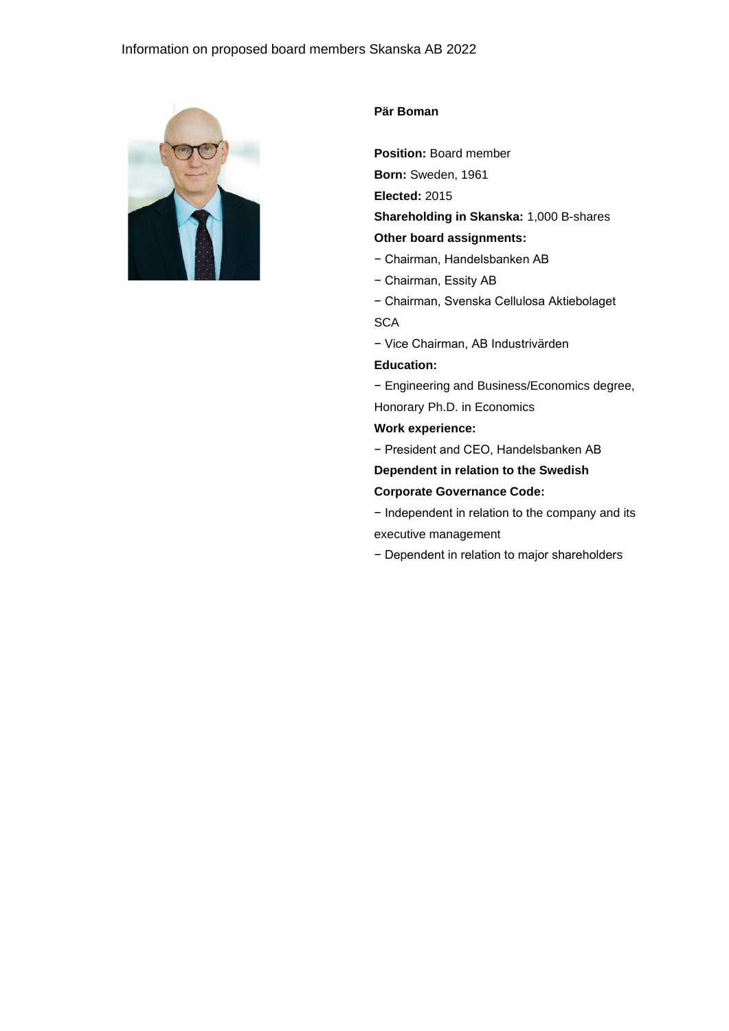Information on proposed board members Skanska AB 2022

**Pär Boman**

**Position:** Board member

**Born:** Sweden, 1961

**Elected:** 2015

**Shareholding in Skanska:** 1,000 B-shares

**Other board assignments:**

− Chairman, Handelsbanken AB

− Chairman, Essity AB

− Chairman, Svenska Cellulosa Aktiebolaget SCA

− Vice Chairman, AB Industrivärden

**Education:**

− Engineering and Business/Economics degree, Honorary Ph.D. in Economics

**Work experience:**

− President and CEO, Handelsbanken AB

**Dependent in relation to the Swedish Corporate Governance Code:**

− Independent in relation to the company and its executive management

− Dependent in relation to major shareholders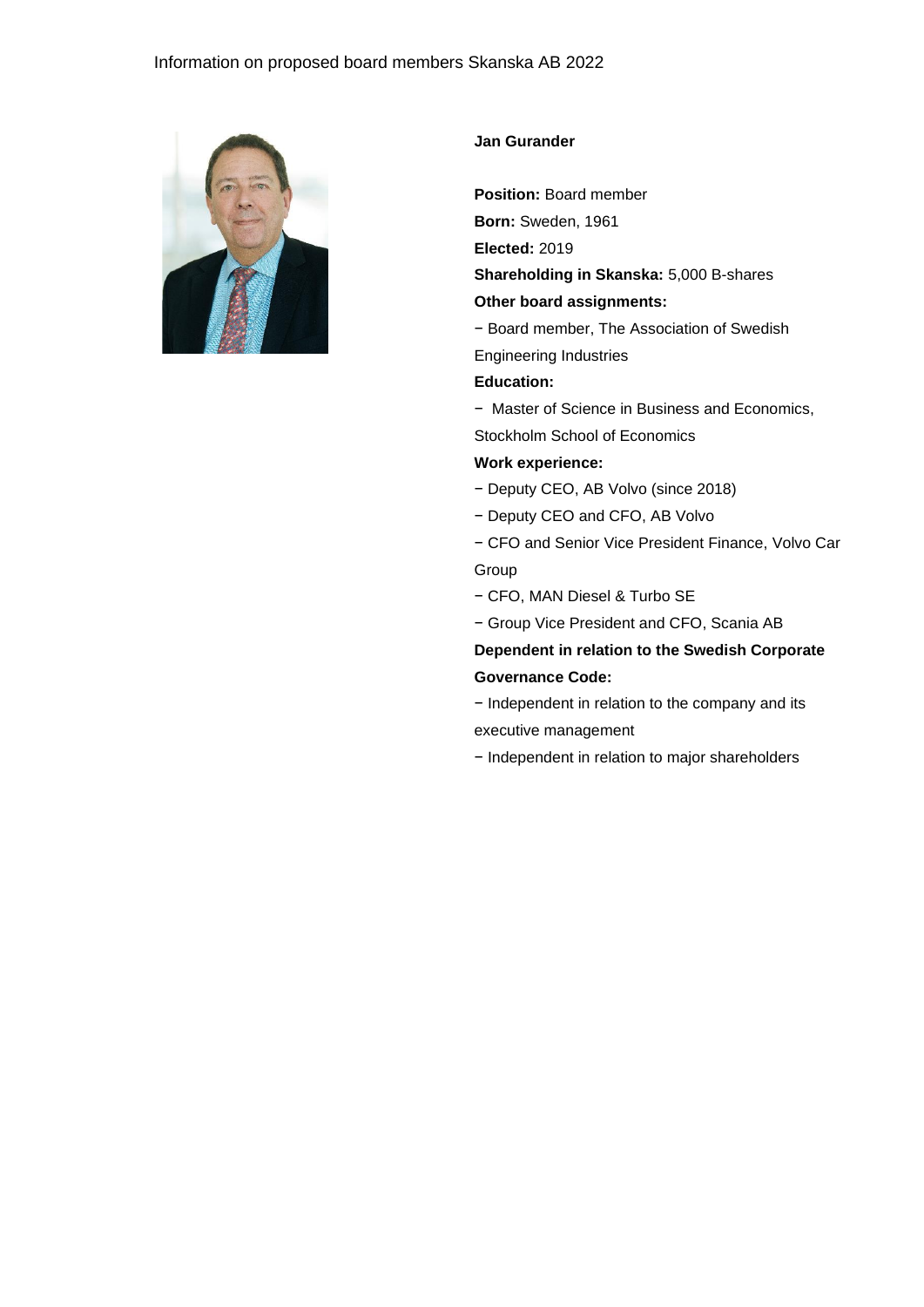Information on proposed board members Skanska AB 2022

**Jan Gurander**

**Position:** Board member

**Born:** Sweden, 1961

**Elected:** 2019

**Shareholding in Skanska:** 5,000 B-shares

**Other board assignments:**

− Board member, The Association of Swedish Engineering Industries

**Education:**

− Master of Science in Business and Economics, Stockholm School of Economics

**Work experience:**

− Deputy CEO, AB Volvo (since 2018)

− Deputy CEO and CFO, AB Volvo

− CFO and Senior Vice President Finance, Volvo Car Group

− CFO, MAN Diesel & Turbo SE

− Group Vice President and CFO, Scania AB

**Dependent in relation to the Swedish Corporate Governance Code:**

− Independent in relation to the company and its executive management

− Independent in relation to major shareholders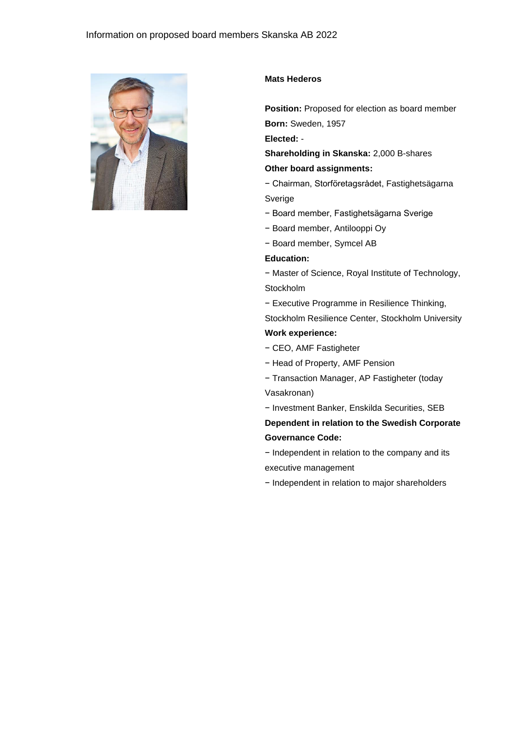## Mats Hederos

**Position:** Proposed for election as board member
**Born:** Sweden, 1957
**Elected:** -
**Shareholding in Skanska:** 2,000 B-shares

**Other board assignments:**

− Chairman, Storföretagsrådet, Fastighetsägarna Sverige
− Board member, Fastighetsägarna Sverige
− Board member, Antilooppi Oy
− Board member, Symcel AB

**Education:**

− Master of Science, Royal Institute of Technology, Stockholm
− Executive Programme in Resilience Thinking, Stockholm Resilience Center, Stockholm University

**Work experience:**

− CEO, AMF Fastigheter
− Head of Property, AMF Pension
− Transaction Manager, AP Fastigheter (today Vasakronan)
− Investment Banker, Enskilda Securities, SEB

**Dependent in relation to the Swedish Corporate Governance Code:**

− Independent in relation to the company and its executive management
− Independent in relation to major shareholders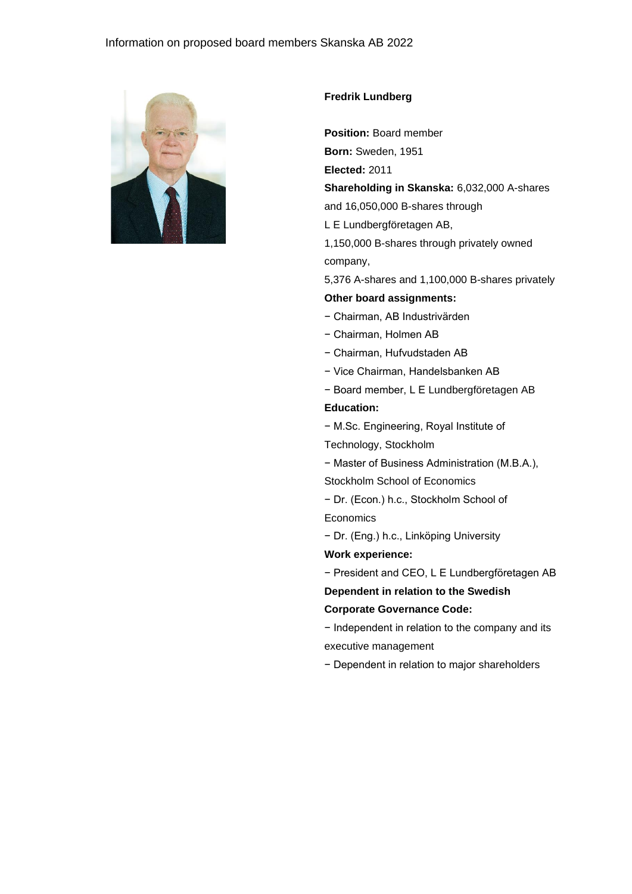## Fredrik Lundberg

**Position:** Board member
**Born:** Sweden, 1951
**Elected:** 2011
**Shareholding in Skanska:** 6,032,000 A-shares and 16,050,000 B-shares through L E Lundbergföretagen AB,
1,150,000 B-shares through privately owned company,
5,376 A-shares and 1,100,000 B-shares privately

**Other board assignments:**

− Chairman, AB Industrivärden
− Chairman, Holmen AB
− Chairman, Hufvudstaden AB
− Vice Chairman, Handelsbanken AB
− Board member, L E Lundbergföretagen AB

**Education:**

− M.Sc. Engineering, Royal Institute of Technology, Stockholm
− Master of Business Administration (M.B.A.), Stockholm School of Economics
− Dr. (Econ.) h.c., Stockholm School of Economics
− Dr. (Eng.) h.c., Linköping University

**Work experience:**

− President and CEO, L E Lundbergföretagen AB

**Dependent in relation to the Swedish Corporate Governance Code:**

− Independent in relation to the company and its executive management
− Dependent in relation to major shareholders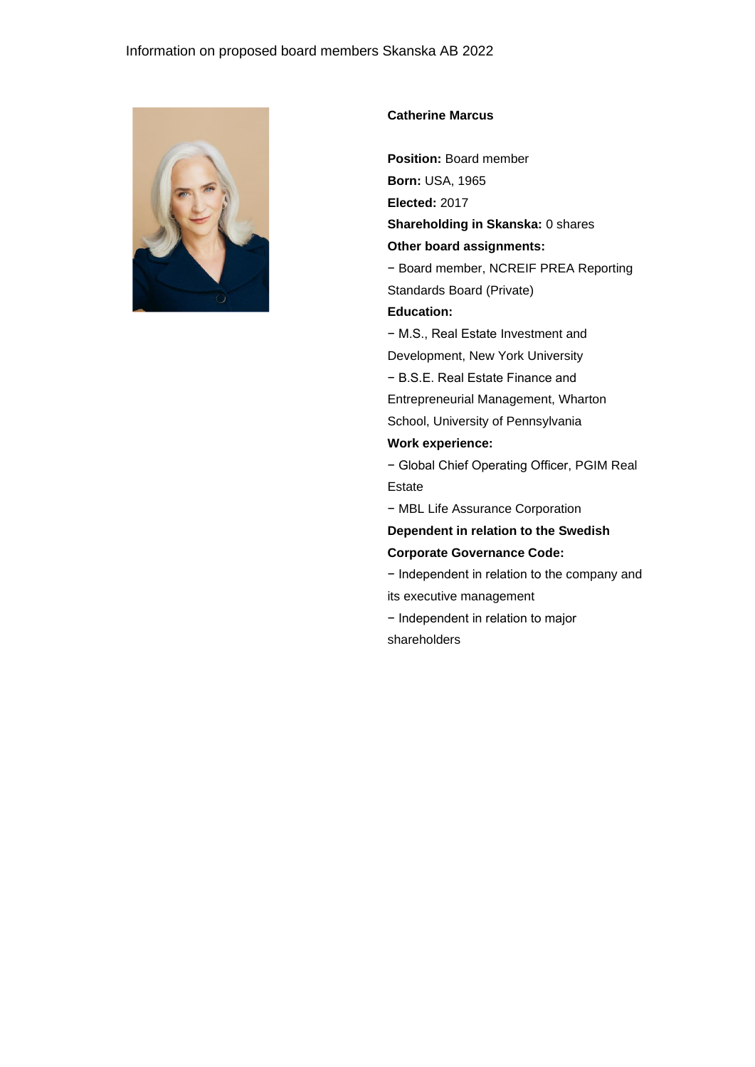Information on proposed board members Skanska AB 2022

**Catherine Marcus**

**Position:** Board member
**Born:** USA, 1965
**Elected:** 2017
**Shareholding in Skanska:** 0 shares
**Other board assignments:**
− Board member, NCREIF PREA Reporting Standards Board (Private)
**Education:**
− M.S., Real Estate Investment and Development, New York University
− B.S.E. Real Estate Finance and Entrepreneurial Management, Wharton School, University of Pennsylvania
**Work experience:**
− Global Chief Operating Officer, PGIM Real Estate
− MBL Life Assurance Corporation
**Dependent in relation to the Swedish Corporate Governance Code:**
− Independent in relation to the company and its executive management
− Independent in relation to major shareholders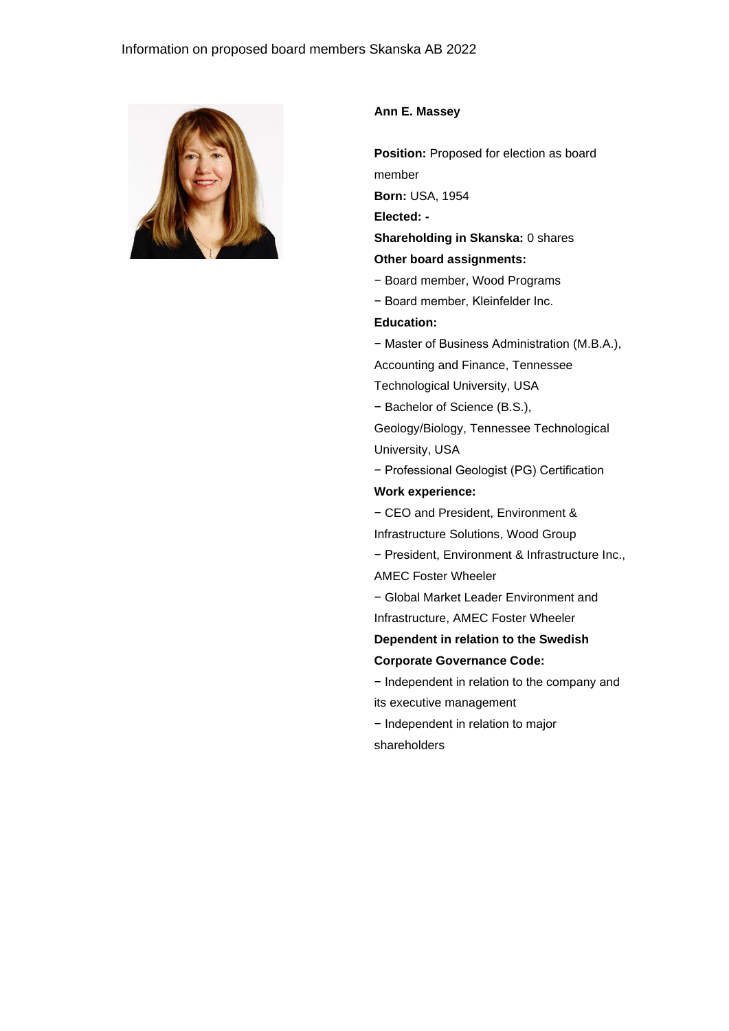Information on proposed board members Skanska AB 2022

**Ann E. Massey**

**Position:** Proposed for election as board member

**Born:** USA, 1954

**Elected:** -

**Shareholding in Skanska:** 0 shares

**Other board assignments:**

− Board member, Wood Programs

− Board member, Kleinfelder Inc.

**Education:**

− Master of Business Administration (M.B.A.), Accounting and Finance, Tennessee Technological University, USA

− Bachelor of Science (B.S.), Geology/Biology, Tennessee Technological University, USA

− Professional Geologist (PG) Certification

**Work experience:**

− CEO and President, Environment & Infrastructure Solutions, Wood Group

− President, Environment & Infrastructure Inc., AMEC Foster Wheeler

− Global Market Leader Environment and Infrastructure, AMEC Foster Wheeler

**Dependent in relation to the Swedish Corporate Governance Code:**

− Independent in relation to the company and its executive management

− Independent in relation to major shareholders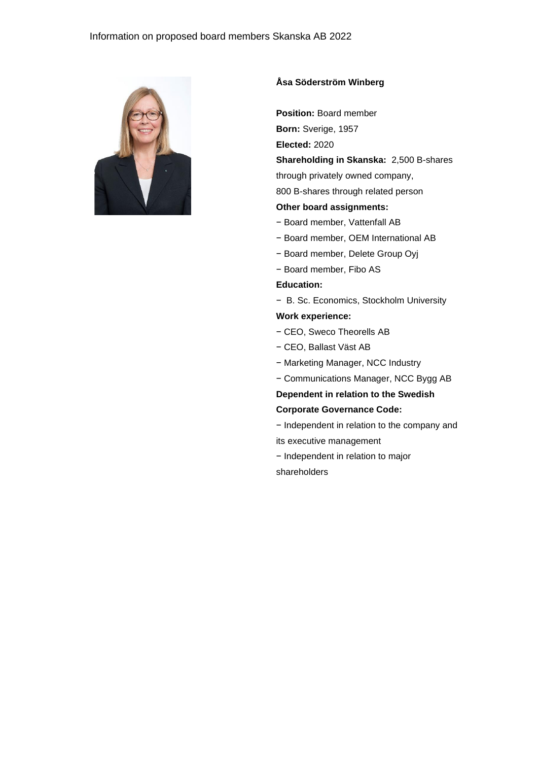Information on proposed board members Skanska AB 2022

**Åsa Söderström Winberg**

**Position:** Board member
**Born:** Sverige, 1957
**Elected:** 2020
**Shareholding in Skanska:** 2,500 B-shares through privately owned company, 800 B-shares through related person

**Other board assignments:**

− Board member, Vattenfall AB
− Board member, OEM International AB
− Board member, Delete Group Oyj
− Board member, Fibo AS

**Education:**

− B. Sc. Economics, Stockholm University

**Work experience:**

− CEO, Sweco Theorells AB
− CEO, Ballast Väst AB
− Marketing Manager, NCC Industry
− Communications Manager, NCC Bygg AB

**Dependent in relation to the Swedish Corporate Governance Code:**

− Independent in relation to the company and its executive management
− Independent in relation to major shareholders